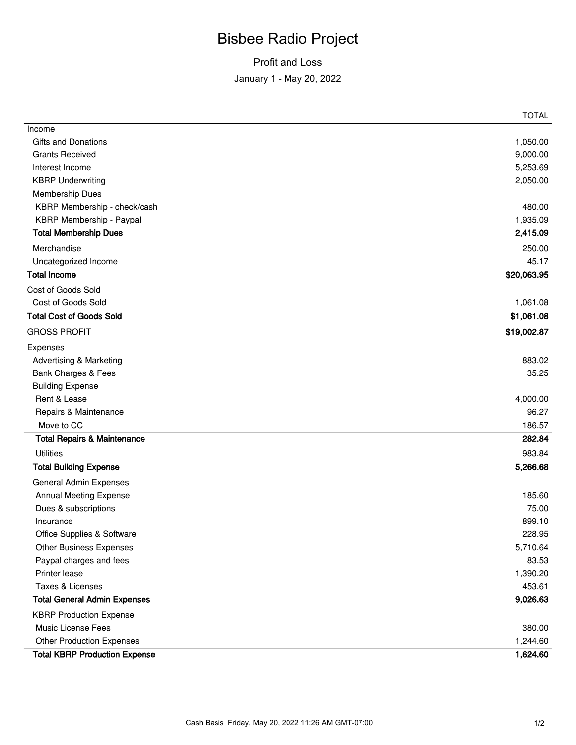# Bisbee Radio Project

## Profit and Loss

January 1 - May 20, 2022

| | TOTAL |
|---|---|
| Income | |
| Gifts and Donations | 1,050.00 |
| Grants Received | 9,000.00 |
| Interest Income | 5,253.69 |
| KBRP Underwriting | 2,050.00 |
| Membership Dues | |
| KBRP Membership - check/cash | 480.00 |
| KBRP Membership - Paypal | 1,935.09 |
| **Total Membership Dues** | **2,415.09** |
| Merchandise | 250.00 |
| Uncategorized Income | 45.17 |
| **Total Income** | **$20,063.95** |
| Cost of Goods Sold | |
| Cost of Goods Sold | 1,061.08 |
| **Total Cost of Goods Sold** | **$1,061.08** |
| GROSS PROFIT | **$19,002.87** |
| Expenses | |
| Advertising & Marketing | 883.02 |
| Bank Charges & Fees | 35.25 |
| Building Expense | |
| Rent & Lease | 4,000.00 |
| Repairs & Maintenance | 96.27 |
| Move to CC | 186.57 |
| **Total Repairs & Maintenance** | **282.84** |
| Utilities | 983.84 |
| **Total Building Expense** | **5,266.68** |
| General Admin Expenses | |
| Annual Meeting Expense | 185.60 |
| Dues & subscriptions | 75.00 |
| Insurance | 899.10 |
| Office Supplies & Software | 228.95 |
| Other Business Expenses | 5,710.64 |
| Paypal charges and fees | 83.53 |
| Printer lease | 1,390.20 |
| Taxes & Licenses | 453.61 |
| **Total General Admin Expenses** | **9,026.63** |
| KBRP Production Expense | |
| Music License Fees | 380.00 |
| Other Production Expenses | 1,244.60 |
| **Total KBRP Production Expense** | **1,624.60** |

Cash Basis Friday, May 20, 2022 11:26 AM GMT-07:00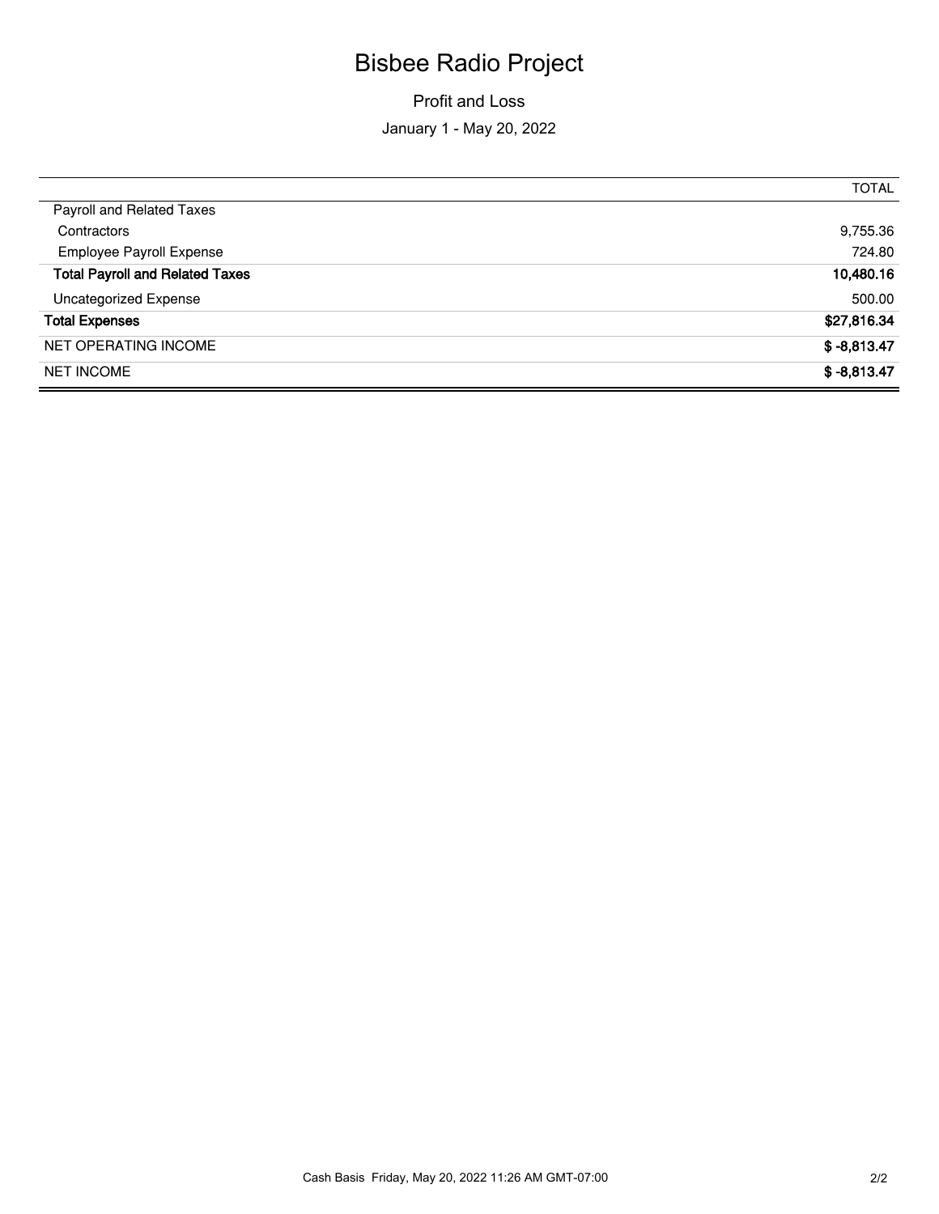# Bisbee Radio Project

Profit and Loss

January 1 - May 20, 2022

| | TOTAL |
|---|---|
| Payroll and Related Taxes | |
| Contractors | 9,755.36 |
| Employee Payroll Expense | 724.80 |
| **Total Payroll and Related Taxes** | **10,480.16** |
| Uncategorized Expense | 500.00 |
| **Total Expenses** | **$27,816.34** |
| NET OPERATING INCOME | **$ -8,813.47** |
| NET INCOME | **$ -8,813.47** |

Cash Basis Friday, May 20, 2022 11:26 AM GMT-07:00